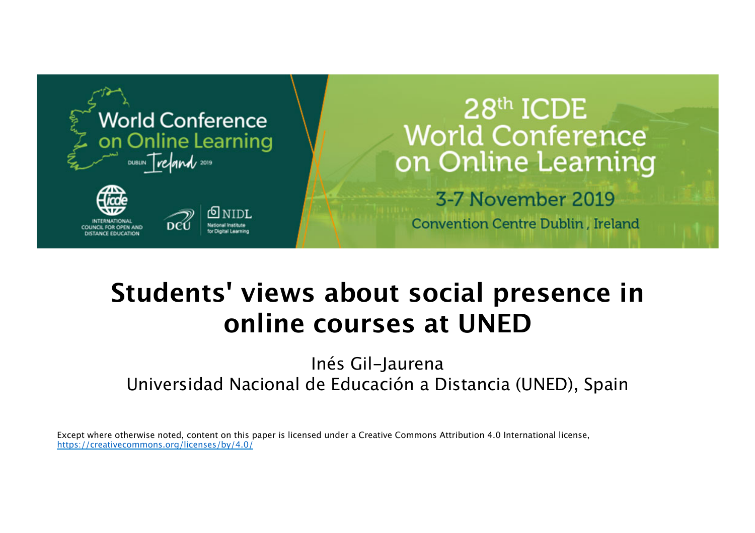# Students' views about social presence in online courses at UNED

Inés Gil-Jaurena
Universidad Nacional de Educación a Distancia (UNED), Spain

Except where otherwise noted, content on this paper is licensed under a Creative Commons Attribution 4.0 International license, https://creativecommons.org/licenses/by/4.0/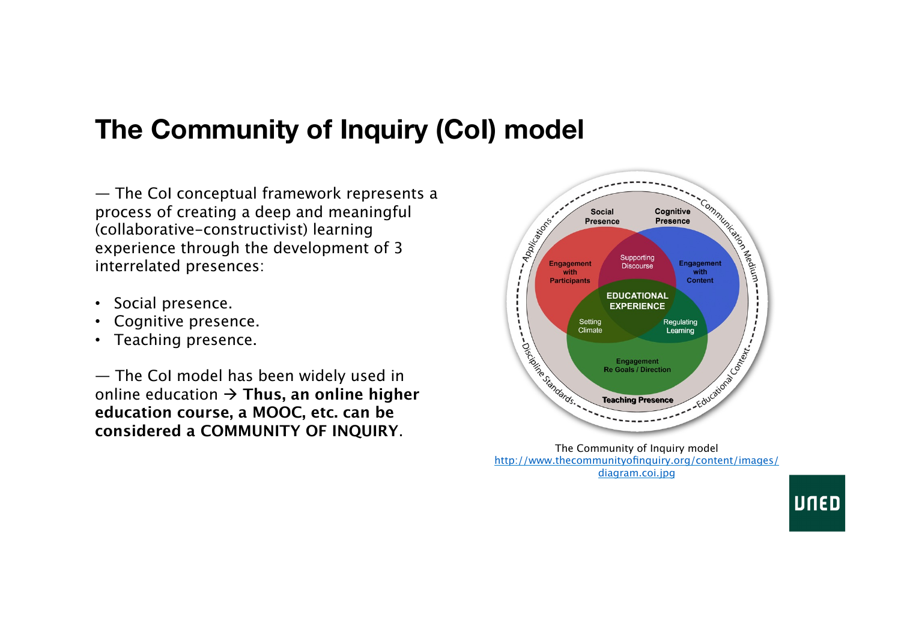# The Community of Inquiry (CoI) model

— The CoI conceptual framework represents a process of creating a deep and meaningful (collaborative-constructivist) learning experience through the development of 3 interrelated presences:

- Social presence.
- Cognitive presence.
- Teaching presence.

— The CoI model has been widely used in online education → **Thus, an online higher education course, a MOOC, etc. can be considered a COMMUNITY OF INQUIRY**.

The Community of Inquiry model
http://www.thecommunityofinquiry.org/content/images/diagram.coi.jpg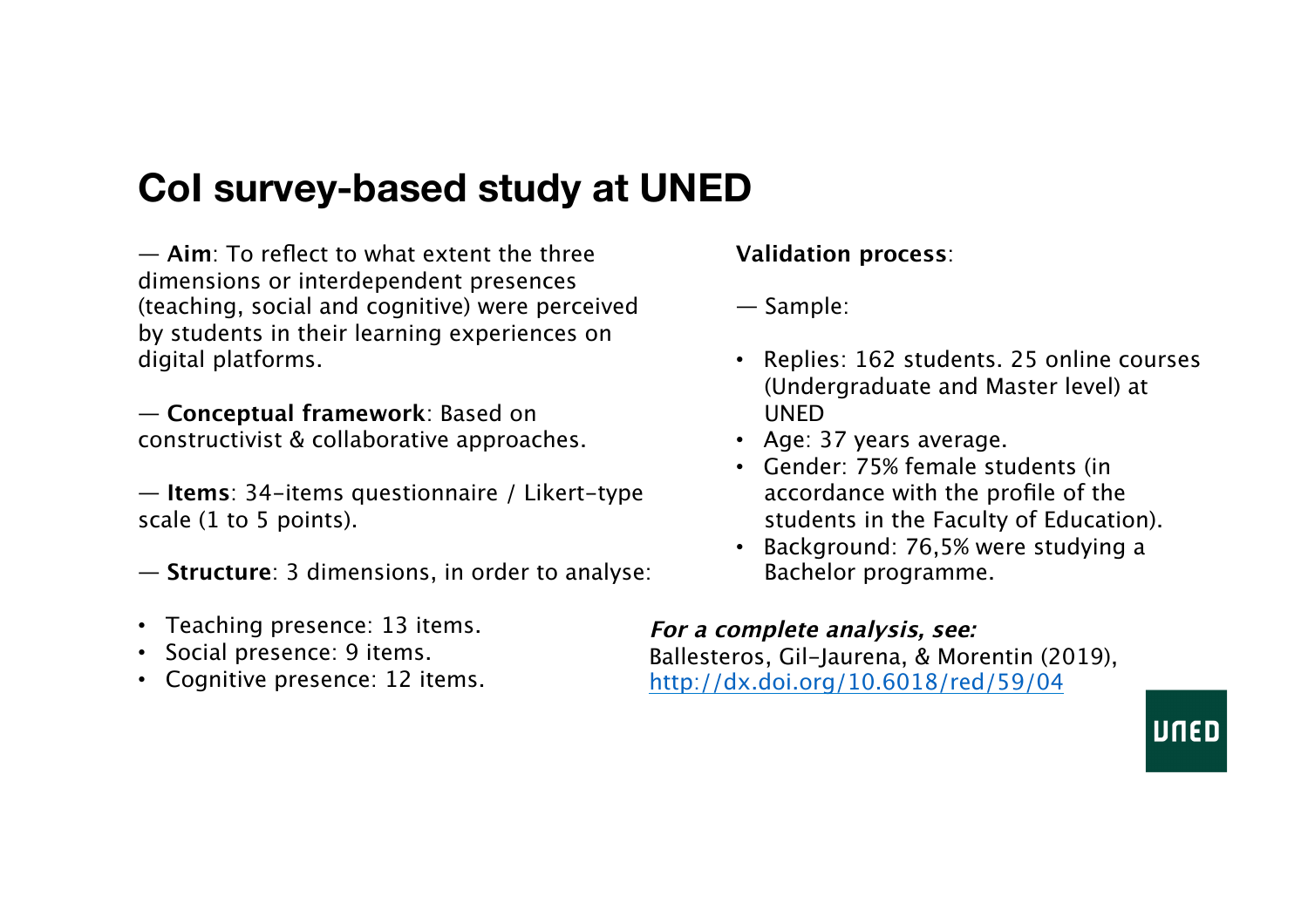## CoI survey-based study at UNED

— **Aim**: To reflect to what extent the three dimensions or interdependent presences (teaching, social and cognitive) were perceived by students in their learning experiences on digital platforms.

— **Conceptual framework**: Based on constructivist & collaborative approaches.

— **Items**: 34-items questionnaire / Likert-type scale (1 to 5 points).

— **Structure**: 3 dimensions, in order to analyse:

- Teaching presence: 13 items.
- Social presence: 9 items.
- Cognitive presence: 12 items.

**Validation process**:

— Sample:

- Replies: 162 students. 25 online courses (Undergraduate and Master level) at UNED
- Age: 37 years average.
- Gender: 75% female students (in accordance with the profile of the students in the Faculty of Education).
- Background: 76,5% were studying a Bachelor programme.

***For a complete analysis, see:***
Ballesteros, Gil-Jaurena, & Morentin (2019), [http://dx.doi.org/10.6018/red/59/04](http://dx.doi.org/10.6018/red/59/04)

UNED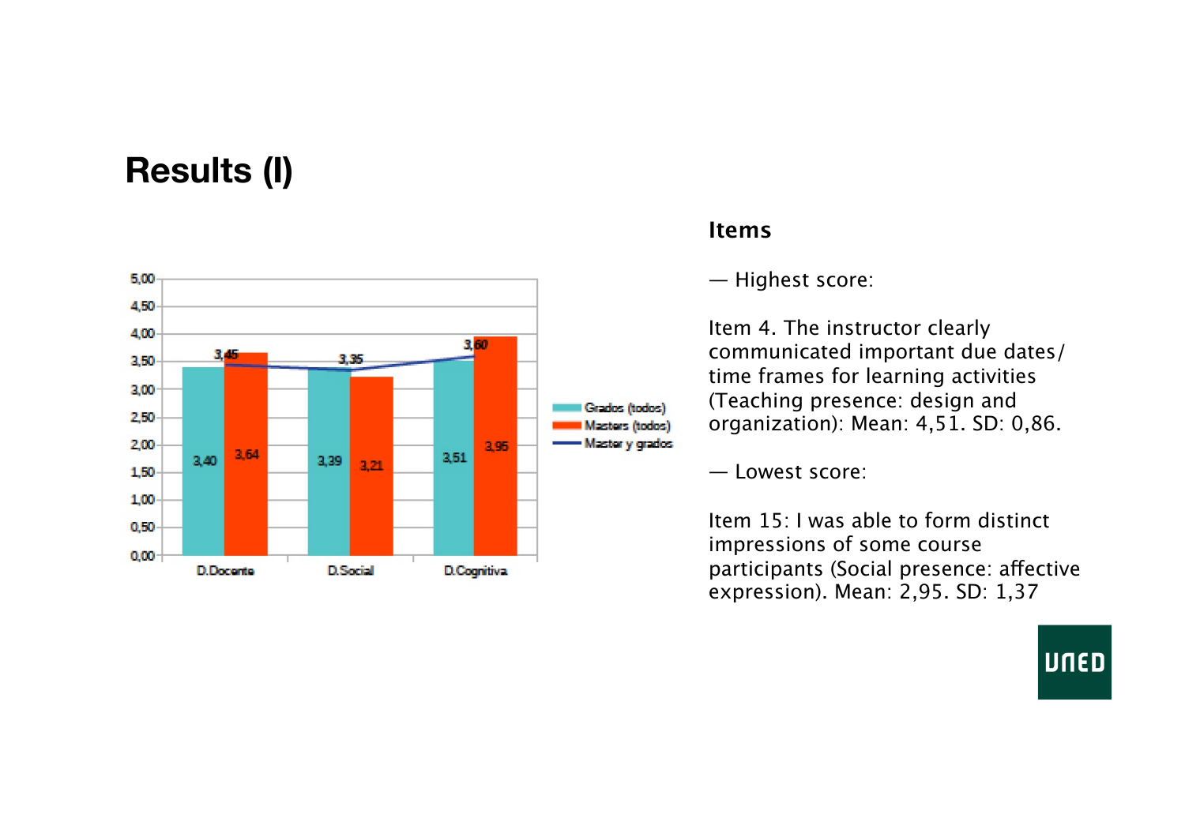# Results (I)

| | D.Docente | D.Social | D.Cognitiva |
|---|---|---|---|
| Grados (todos) | 3,40 | 3,39 | 3,51 |
| Masters (todos) | 3,64 | 3,21 | 3,95 |
| Master y grados | 3,45 | 3,35 | 3,60 |

**Items**

— Highest score:

Item 4. The instructor clearly communicated important due dates/ time frames for learning activities (Teaching presence: design and organization): Mean: 4,51. SD: 0,86.

— Lowest score:

Item 15: I was able to form distinct impressions of some course participants (Social presence: affective expression). Mean: 2,95. SD: 1,37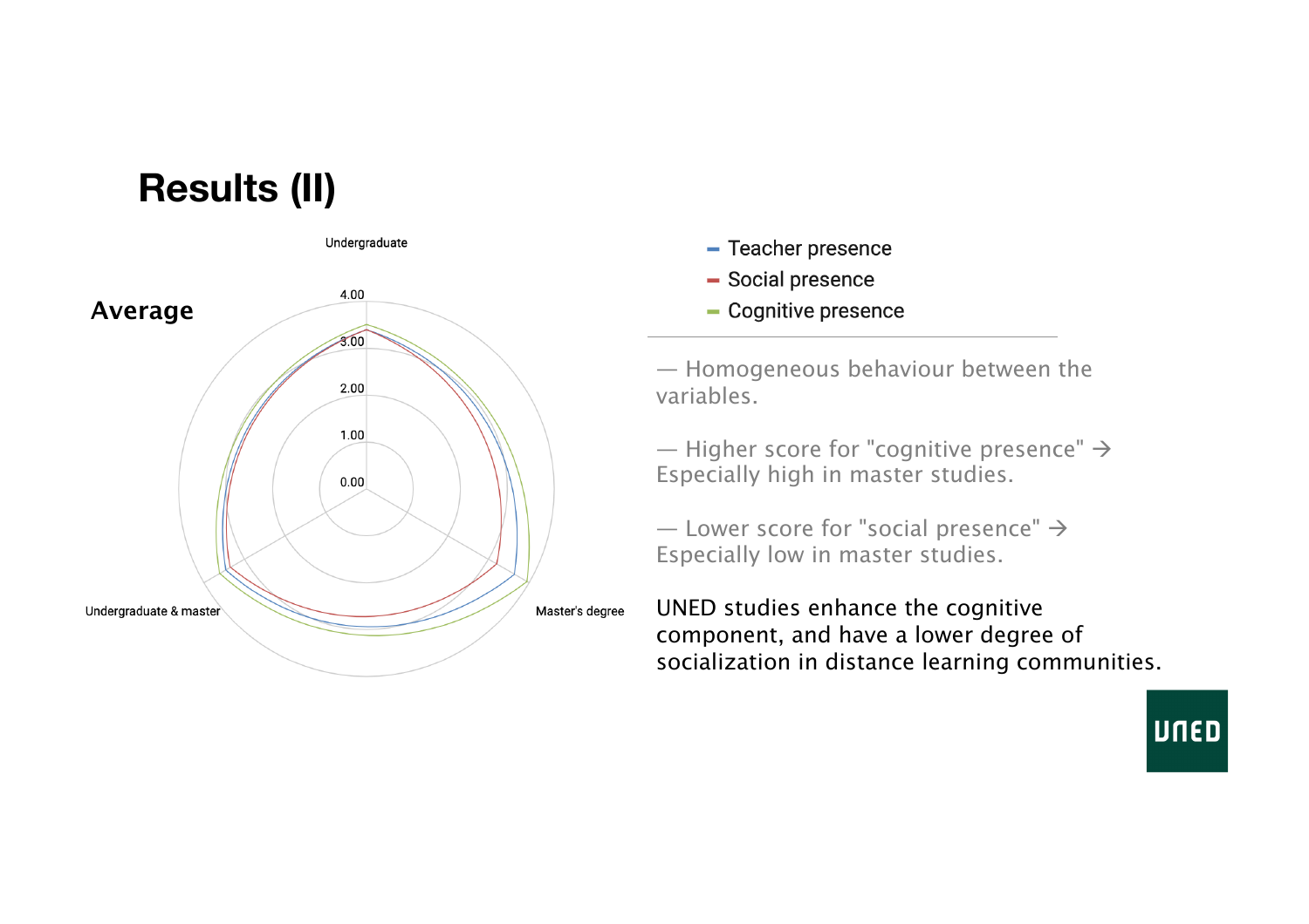# Results (II)

**Average**

Undergraduate

4.00

3.00

2.00

1.00

0.00

Undergraduate & master

Master's degree

- Teacher presence
- Social presence
- Cognitive presence

— Homogeneous behaviour between the variables.

— Higher score for "cognitive presence" → Especially high in master studies.

— Lower score for "social presence" → Especially low in master studies.

UNED studies enhance the cognitive component, and have a lower degree of socialization in distance learning communities.

UNED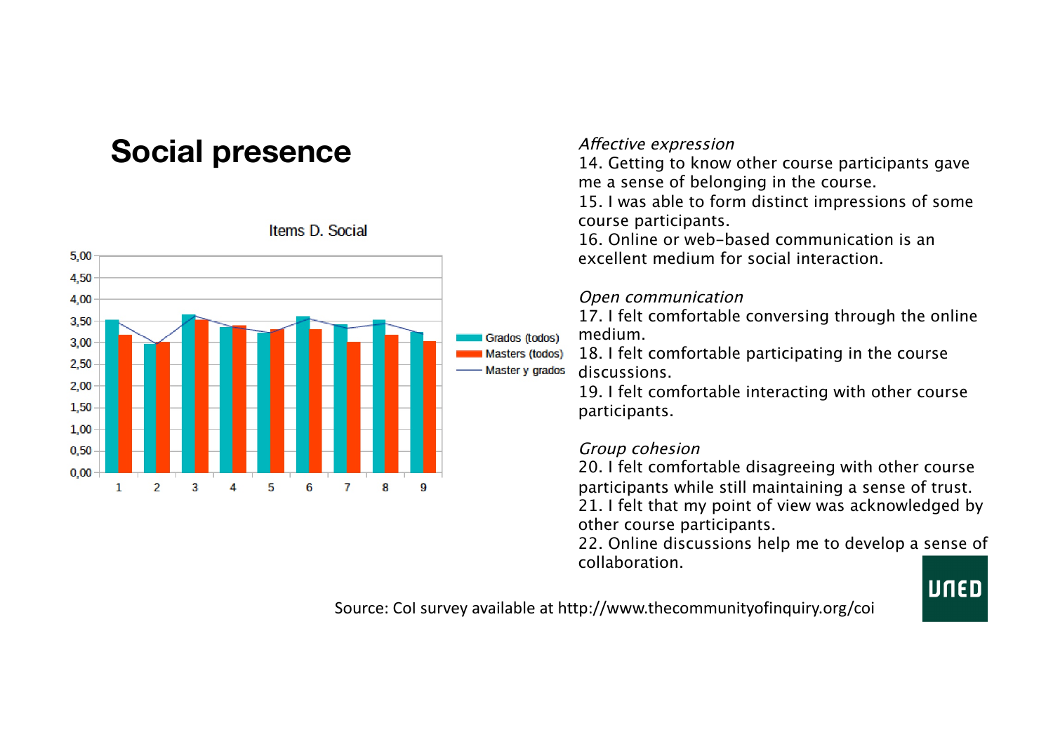# Social presence

Items D. Social

| | 1 | 2 | 3 | 4 | 5 | 6 | 7 | 8 | 9 |
|---|---|---|---|---|---|---|---|---|---|
| Grados (todos) | 3,52 | 2,97 | 3,64 | 3,36 | 3,23 | 3,60 | 3,42 | 3,52 | 3,24 |
| Masters (todos) | 3,18 | 3,00 | 3,52 | 3,39 | 3,31 | 3,31 | 3,01 | 3,18 | 3,03 |

*Affective expression*
14. Getting to know other course participants gave me a sense of belonging in the course.
15. I was able to form distinct impressions of some course participants.
16. Online or web-based communication is an excellent medium for social interaction.

*Open communication*
17. I felt comfortable conversing through the online medium.
18. I felt comfortable participating in the course discussions.
19. I felt comfortable interacting with other course participants.

*Group cohesion*
20. I felt comfortable disagreeing with other course participants while still maintaining a sense of trust.
21. I felt that my point of view was acknowledged by other course participants.
22. Online discussions help me to develop a sense of collaboration.

Source: CoI survey available at http://www.thecommunityofinquiry.org/coi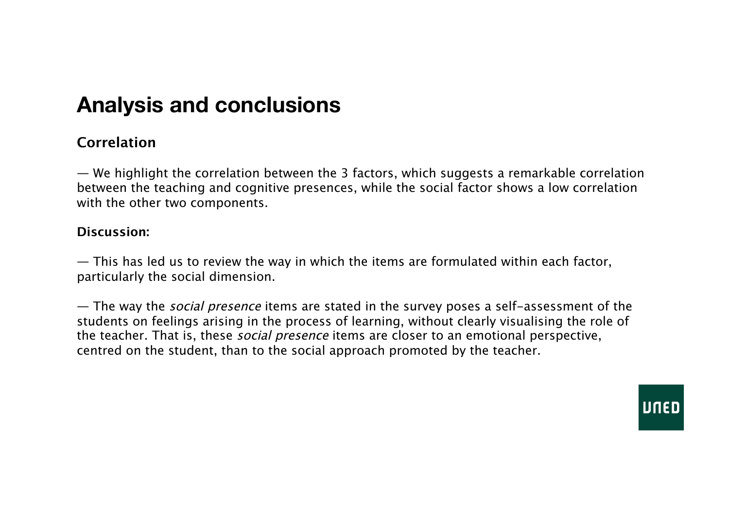# Analysis and conclusions

**Correlation**

— We highlight the correlation between the 3 factors, which suggests a remarkable correlation between the teaching and cognitive presences, while the social factor shows a low correlation with the other two components.

**Discussion:**

— This has led us to review the way in which the items are formulated within each factor, particularly the social dimension.

— The way the *social presence* items are stated in the survey poses a self-assessment of the students on feelings arising in the process of learning, without clearly visualising the role of the teacher. That is, these *social presence* items are closer to an emotional perspective, centred on the student, than to the social approach promoted by the teacher.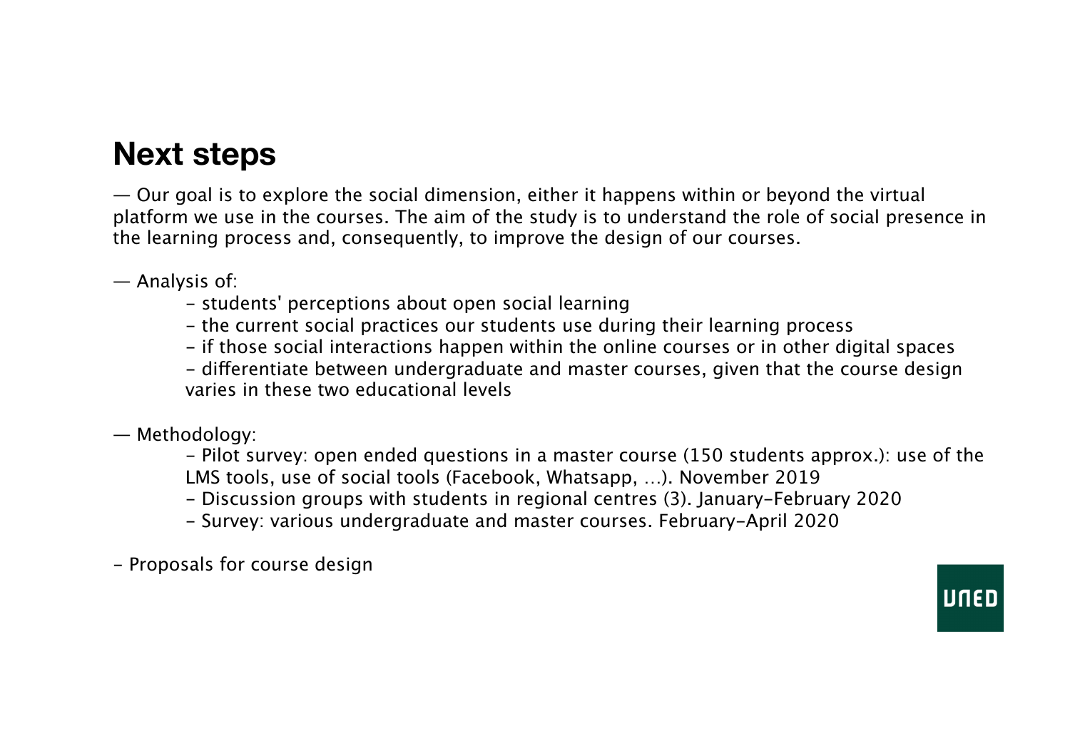## Next steps

— Our goal is to explore the social dimension, either it happens within or beyond the virtual platform we use in the courses. The aim of the study is to understand the role of social presence in the learning process and, consequently, to improve the design of our courses.

— Analysis of:

- students' perceptions about open social learning
- the current social practices our students use during their learning process
- if those social interactions happen within the online courses or in other digital spaces
- differentiate between undergraduate and master courses, given that the course design varies in these two educational levels

— Methodology:

- Pilot survey: open ended questions in a master course (150 students approx.): use of the LMS tools, use of social tools (Facebook, Whatsapp, …). November 2019
- Discussion groups with students in regional centres (3). January-February 2020
- Survey: various undergraduate and master courses. February-April 2020

- Proposals for course design

UNED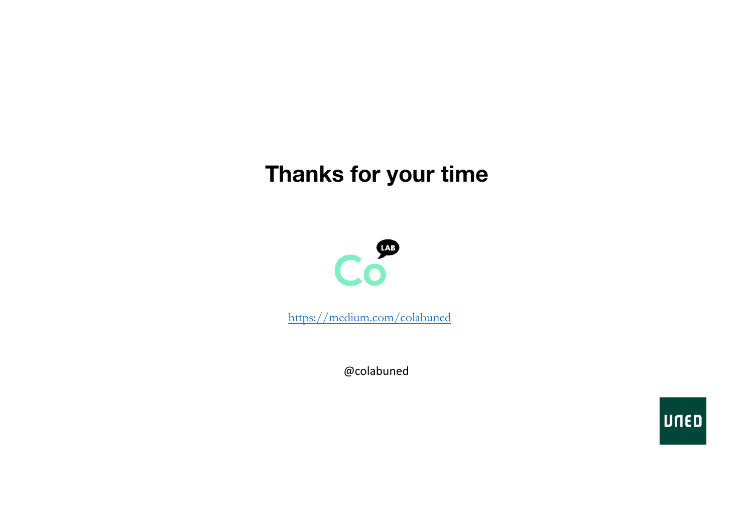# Thanks for your time

https://medium.com/colabuned

@colabuned